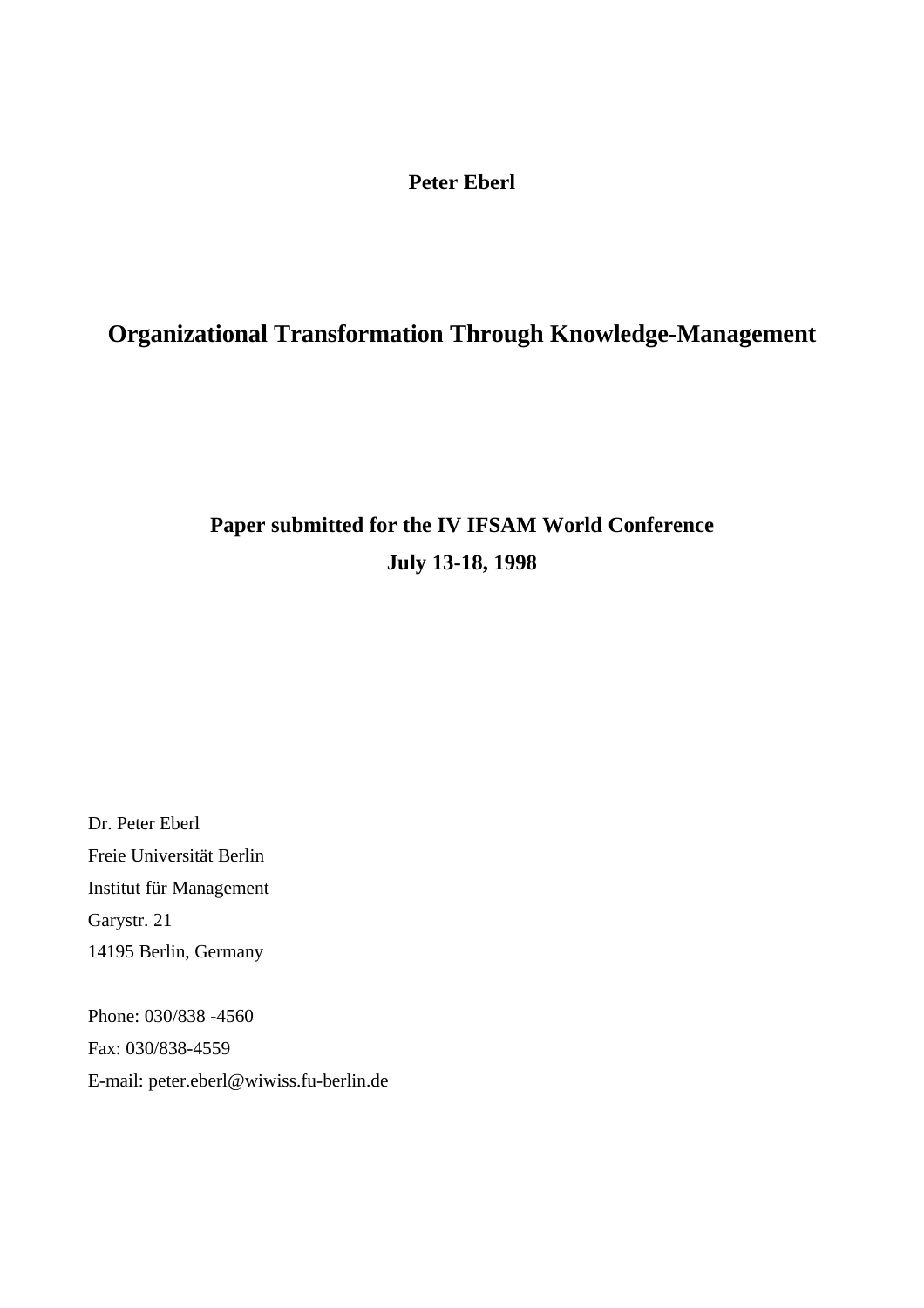**Peter Eberl**

# Organizational Transformation Through Knowledge-Management

**Paper submitted for the IV IFSAM World Conference**

**July 13-18, 1998**

Dr. Peter Eberl
Freie Universität Berlin
Institut für Management
Garystr. 21
14195 Berlin, Germany

Phone: 030/838 -4560
Fax: 030/838-4559
E-mail: peter.eberl@wiwiss.fu-berlin.de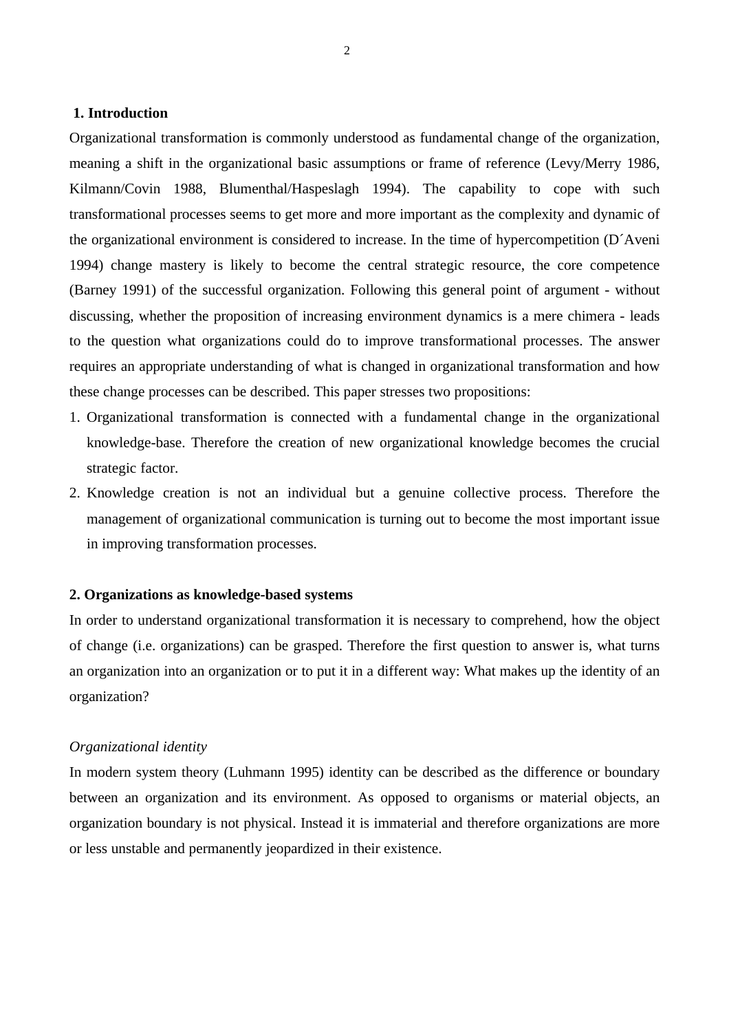## 1. Introduction

Organizational transformation is commonly understood as fundamental change of the organization, meaning a shift in the organizational basic assumptions or frame of reference (Levy/Merry 1986, Kilmann/Covin 1988, Blumenthal/Haspeslagh 1994). The capability to cope with such transformational processes seems to get more and more important as the complexity and dynamic of the organizational environment is considered to increase. In the time of hypercompetition (D´Aveni 1994) change mastery is likely to become the central strategic resource, the core competence (Barney 1991) of the successful organization. Following this general point of argument - without discussing, whether the proposition of increasing environment dynamics is a mere chimera - leads to the question what organizations could do to improve transformational processes. The answer requires an appropriate understanding of what is changed in organizational transformation and how these change processes can be described. This paper stresses two propositions:

1. Organizational transformation is connected with a fundamental change in the organizational knowledge-base. Therefore the creation of new organizational knowledge becomes the crucial strategic factor.
2. Knowledge creation is not an individual but a genuine collective process. Therefore the management of organizational communication is turning out to become the most important issue in improving transformation processes.

## 2. Organizations as knowledge-based systems

In order to understand organizational transformation it is necessary to comprehend, how the object of change (i.e. organizations) can be grasped. Therefore the first question to answer is, what turns an organization into an organization or to put it in a different way: What makes up the identity of an organization?

*Organizational identity*

In modern system theory (Luhmann 1995) identity can be described as the difference or boundary between an organization and its environment. As opposed to organisms or material objects, an organization boundary is not physical. Instead it is immaterial and therefore organizations are more or less unstable and permanently jeopardized in their existence.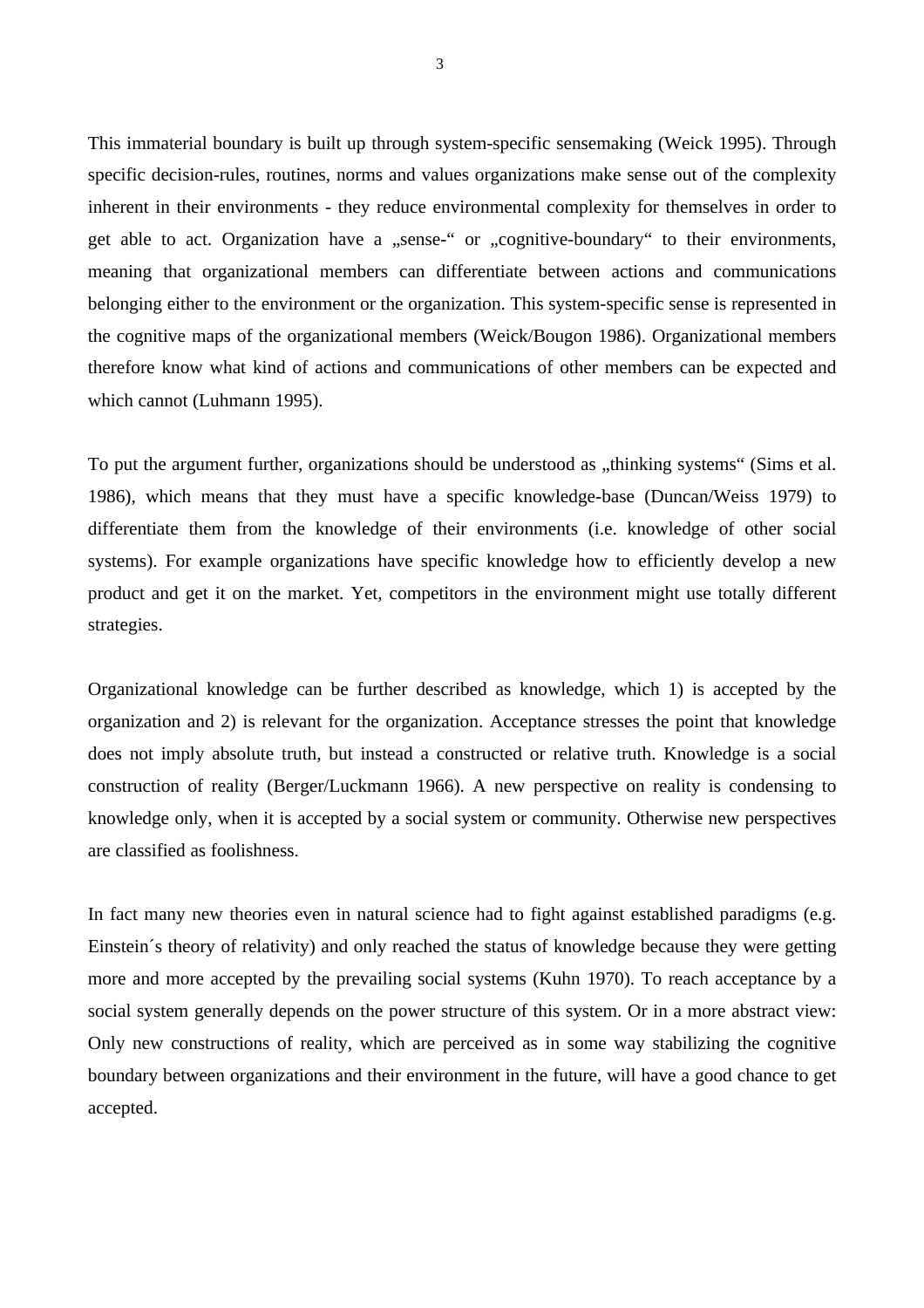This immaterial boundary is built up through system-specific sensemaking (Weick 1995). Through specific decision-rules, routines, norms and values organizations make sense out of the complexity inherent in their environments - they reduce environmental complexity for themselves in order to get able to act. Organization have a „sense-“ or „cognitive-boundary“ to their environments, meaning that organizational members can differentiate between actions and communications belonging either to the environment or the organization. This system-specific sense is represented in the cognitive maps of the organizational members (Weick/Bougon 1986). Organizational members therefore know what kind of actions and communications of other members can be expected and which cannot (Luhmann 1995).

To put the argument further, organizations should be understood as „thinking systems“ (Sims et al. 1986), which means that they must have a specific knowledge-base (Duncan/Weiss 1979) to differentiate them from the knowledge of their environments (i.e. knowledge of other social systems). For example organizations have specific knowledge how to efficiently develop a new product and get it on the market. Yet, competitors in the environment might use totally different strategies.

Organizational knowledge can be further described as knowledge, which 1) is accepted by the organization and 2) is relevant for the organization. Acceptance stresses the point that knowledge does not imply absolute truth, but instead a constructed or relative truth. Knowledge is a social construction of reality (Berger/Luckmann 1966). A new perspective on reality is condensing to knowledge only, when it is accepted by a social system or community. Otherwise new perspectives are classified as foolishness.

In fact many new theories even in natural science had to fight against established paradigms (e.g. Einstein´s theory of relativity) and only reached the status of knowledge because they were getting more and more accepted by the prevailing social systems (Kuhn 1970). To reach acceptance by a social system generally depends on the power structure of this system. Or in a more abstract view: Only new constructions of reality, which are perceived as in some way stabilizing the cognitive boundary between organizations and their environment in the future, will have a good chance to get accepted.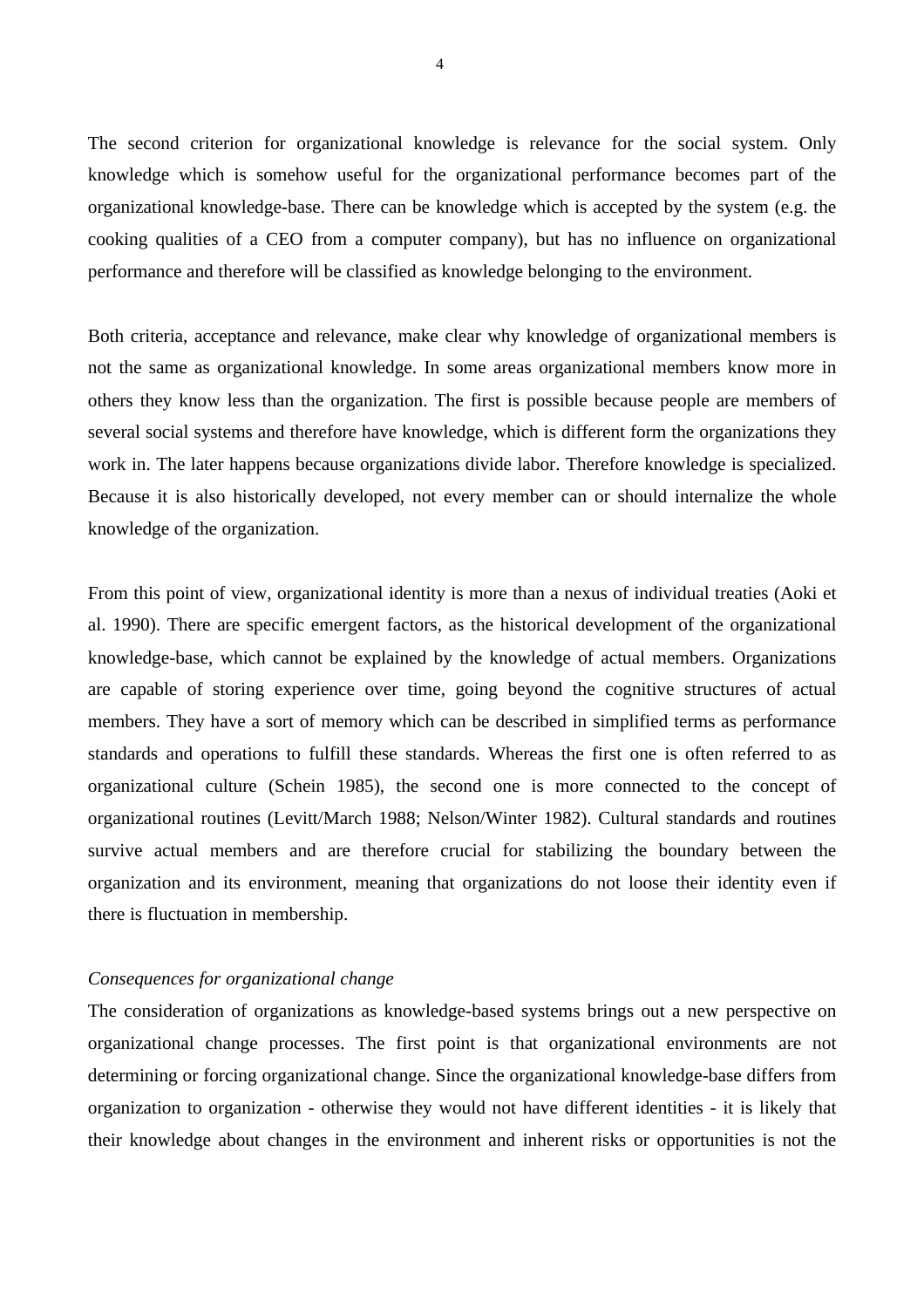The second criterion for organizational knowledge is relevance for the social system. Only knowledge which is somehow useful for the organizational performance becomes part of the organizational knowledge-base. There can be knowledge which is accepted by the system (e.g. the cooking qualities of a CEO from a computer company), but has no influence on organizational performance and therefore will be classified as knowledge belonging to the environment.

Both criteria, acceptance and relevance, make clear why knowledge of organizational members is not the same as organizational knowledge. In some areas organizational members know more in others they know less than the organization. The first is possible because people are members of several social systems and therefore have knowledge, which is different form the organizations they work in. The later happens because organizations divide labor. Therefore knowledge is specialized. Because it is also historically developed, not every member can or should internalize the whole knowledge of the organization.

From this point of view, organizational identity is more than a nexus of individual treaties (Aoki et al. 1990). There are specific emergent factors, as the historical development of the organizational knowledge-base, which cannot be explained by the knowledge of actual members. Organizations are capable of storing experience over time, going beyond the cognitive structures of actual members. They have a sort of memory which can be described in simplified terms as performance standards and operations to fulfill these standards. Whereas the first one is often referred to as organizational culture (Schein 1985), the second one is more connected to the concept of organizational routines (Levitt/March 1988; Nelson/Winter 1982). Cultural standards and routines survive actual members and are therefore crucial for stabilizing the boundary between the organization and its environment, meaning that organizations do not loose their identity even if there is fluctuation in membership.

*Consequences for organizational change*

The consideration of organizations as knowledge-based systems brings out a new perspective on organizational change processes. The first point is that organizational environments are not determining or forcing organizational change. Since the organizational knowledge-base differs from organization to organization - otherwise they would not have different identities - it is likely that their knowledge about changes in the environment and inherent risks or opportunities is not the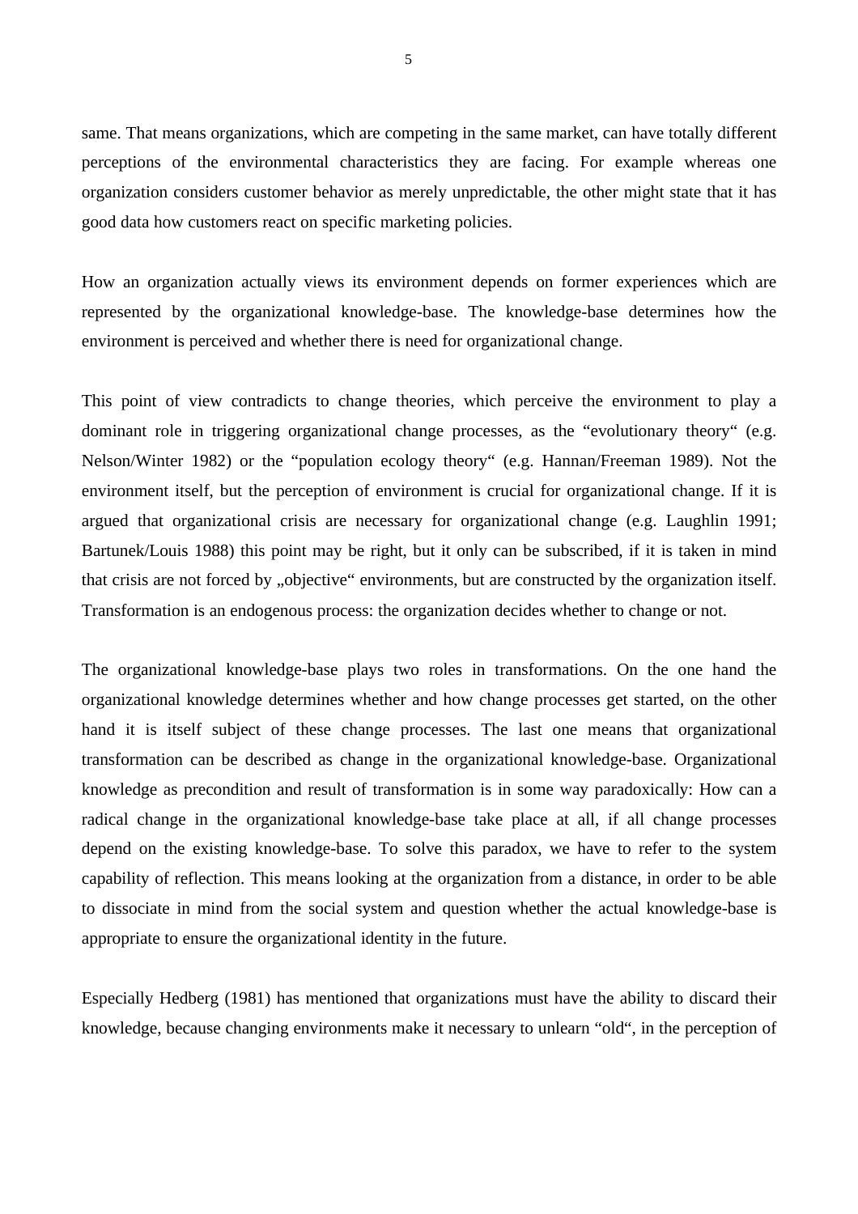same. That means organizations, which are competing in the same market, can have totally different perceptions of the environmental characteristics they are facing. For example whereas one organization considers customer behavior as merely unpredictable, the other might state that it has good data how customers react on specific marketing policies.

How an organization actually views its environment depends on former experiences which are represented by the organizational knowledge-base. The knowledge-base determines how the environment is perceived and whether there is need for organizational change.

This point of view contradicts to change theories, which perceive the environment to play a dominant role in triggering organizational change processes, as the "evolutionary theory" (e.g. Nelson/Winter 1982) or the "population ecology theory" (e.g. Hannan/Freeman 1989). Not the environment itself, but the perception of environment is crucial for organizational change. If it is argued that organizational crisis are necessary for organizational change (e.g. Laughlin 1991; Bartunek/Louis 1988) this point may be right, but it only can be subscribed, if it is taken in mind that crisis are not forced by „objective" environments, but are constructed by the organization itself. Transformation is an endogenous process: the organization decides whether to change or not.

The organizational knowledge-base plays two roles in transformations. On the one hand the organizational knowledge determines whether and how change processes get started, on the other hand it is itself subject of these change processes. The last one means that organizational transformation can be described as change in the organizational knowledge-base. Organizational knowledge as precondition and result of transformation is in some way paradoxically: How can a radical change in the organizational knowledge-base take place at all, if all change processes depend on the existing knowledge-base. To solve this paradox, we have to refer to the system capability of reflection. This means looking at the organization from a distance, in order to be able to dissociate in mind from the social system and question whether the actual knowledge-base is appropriate to ensure the organizational identity in the future.

Especially Hedberg (1981) has mentioned that organizations must have the ability to discard their knowledge, because changing environments make it necessary to unlearn "old", in the perception of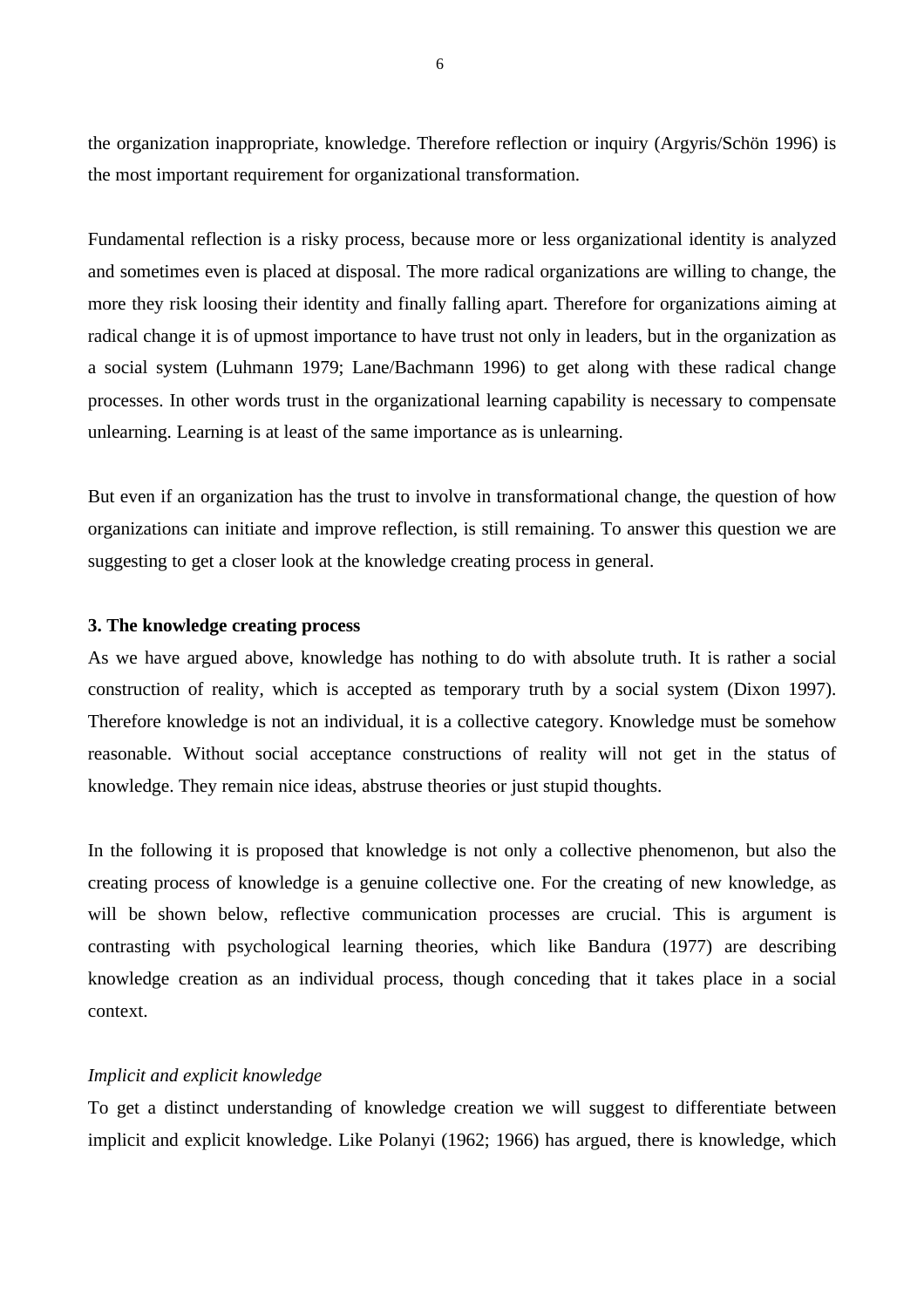the organization inappropriate, knowledge. Therefore reflection or inquiry (Argyris/Schön 1996) is the most important requirement for organizational transformation.

Fundamental reflection is a risky process, because more or less organizational identity is analyzed and sometimes even is placed at disposal. The more radical organizations are willing to change, the more they risk loosing their identity and finally falling apart. Therefore for organizations aiming at radical change it is of upmost importance to have trust not only in leaders, but in the organization as a social system (Luhmann 1979; Lane/Bachmann 1996) to get along with these radical change processes. In other words trust in the organizational learning capability is necessary to compensate unlearning. Learning is at least of the same importance as is unlearning.

But even if an organization has the trust to involve in transformational change, the question of how organizations can initiate and improve reflection, is still remaining. To answer this question we are suggesting to get a closer look at the knowledge creating process in general.

## 3. The knowledge creating process

As we have argued above, knowledge has nothing to do with absolute truth. It is rather a social construction of reality, which is accepted as temporary truth by a social system (Dixon 1997). Therefore knowledge is not an individual, it is a collective category. Knowledge must be somehow reasonable. Without social acceptance constructions of reality will not get in the status of knowledge. They remain nice ideas, abstruse theories or just stupid thoughts.

In the following it is proposed that knowledge is not only a collective phenomenon, but also the creating process of knowledge is a genuine collective one. For the creating of new knowledge, as will be shown below, reflective communication processes are crucial. This is argument is contrasting with psychological learning theories, which like Bandura (1977) are describing knowledge creation as an individual process, though conceding that it takes place in a social context.

*Implicit and explicit knowledge*

To get a distinct understanding of knowledge creation we will suggest to differentiate between implicit and explicit knowledge. Like Polanyi (1962; 1966) has argued, there is knowledge, which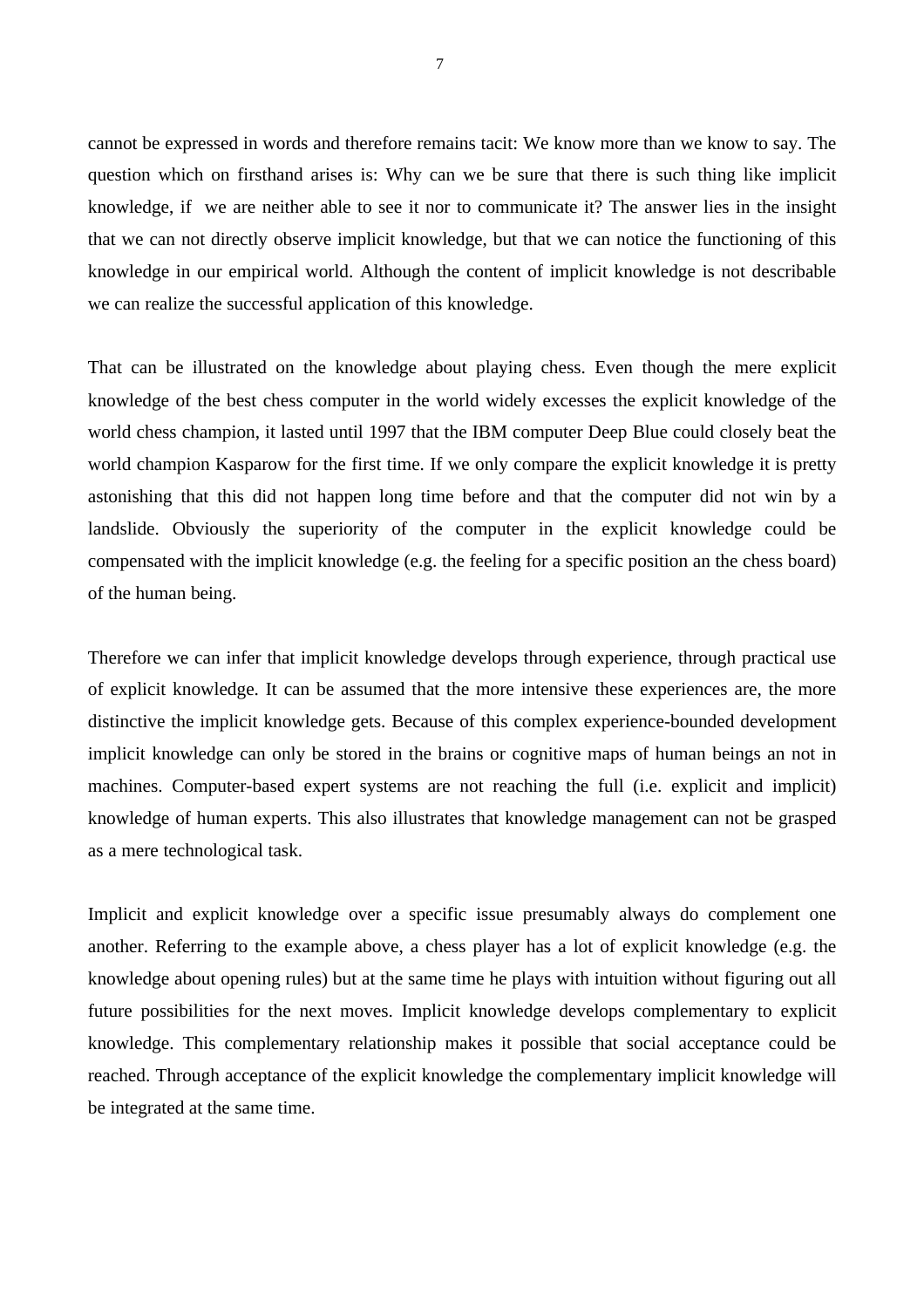cannot be expressed in words and therefore remains tacit: We know more than we know to say. The question which on firsthand arises is: Why can we be sure that there is such thing like implicit knowledge, if we are neither able to see it nor to communicate it? The answer lies in the insight that we can not directly observe implicit knowledge, but that we can notice the functioning of this knowledge in our empirical world. Although the content of implicit knowledge is not describable we can realize the successful application of this knowledge.

That can be illustrated on the knowledge about playing chess. Even though the mere explicit knowledge of the best chess computer in the world widely excesses the explicit knowledge of the world chess champion, it lasted until 1997 that the IBM computer Deep Blue could closely beat the world champion Kasparow for the first time. If we only compare the explicit knowledge it is pretty astonishing that this did not happen long time before and that the computer did not win by a landslide. Obviously the superiority of the computer in the explicit knowledge could be compensated with the implicit knowledge (e.g. the feeling for a specific position an the chess board) of the human being.

Therefore we can infer that implicit knowledge develops through experience, through practical use of explicit knowledge. It can be assumed that the more intensive these experiences are, the more distinctive the implicit knowledge gets. Because of this complex experience-bounded development implicit knowledge can only be stored in the brains or cognitive maps of human beings an not in machines. Computer-based expert systems are not reaching the full (i.e. explicit and implicit) knowledge of human experts. This also illustrates that knowledge management can not be grasped as a mere technological task.

Implicit and explicit knowledge over a specific issue presumably always do complement one another. Referring to the example above, a chess player has a lot of explicit knowledge (e.g. the knowledge about opening rules) but at the same time he plays with intuition without figuring out all future possibilities for the next moves. Implicit knowledge develops complementary to explicit knowledge. This complementary relationship makes it possible that social acceptance could be reached. Through acceptance of the explicit knowledge the complementary implicit knowledge will be integrated at the same time.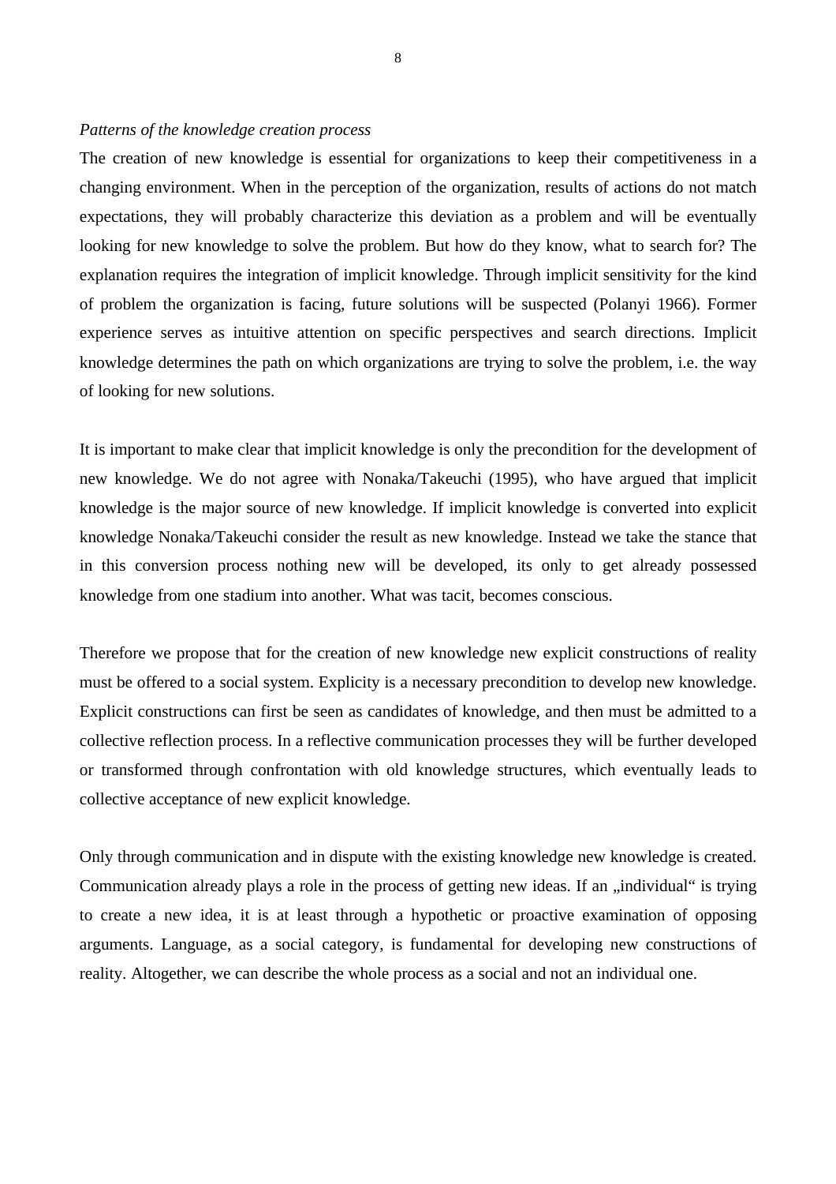*Patterns of the knowledge creation process*

The creation of new knowledge is essential for organizations to keep their competitiveness in a changing environment. When in the perception of the organization, results of actions do not match expectations, they will probably characterize this deviation as a problem and will be eventually looking for new knowledge to solve the problem. But how do they know, what to search for? The explanation requires the integration of implicit knowledge. Through implicit sensitivity for the kind of problem the organization is facing, future solutions will be suspected (Polanyi 1966). Former experience serves as intuitive attention on specific perspectives and search directions. Implicit knowledge determines the path on which organizations are trying to solve the problem, i.e. the way of looking for new solutions.

It is important to make clear that implicit knowledge is only the precondition for the development of new knowledge. We do not agree with Nonaka/Takeuchi (1995), who have argued that implicit knowledge is the major source of new knowledge. If implicit knowledge is converted into explicit knowledge Nonaka/Takeuchi consider the result as new knowledge. Instead we take the stance that in this conversion process nothing new will be developed, its only to get already possessed knowledge from one stadium into another. What was tacit, becomes conscious.

Therefore we propose that for the creation of new knowledge new explicit constructions of reality must be offered to a social system. Explicity is a necessary precondition to develop new knowledge. Explicit constructions can first be seen as candidates of knowledge, and then must be admitted to a collective reflection process. In a reflective communication processes they will be further developed or transformed through confrontation with old knowledge structures, which eventually leads to collective acceptance of new explicit knowledge.

Only through communication and in dispute with the existing knowledge new knowledge is created. Communication already plays a role in the process of getting new ideas. If an „individual" is trying to create a new idea, it is at least through a hypothetic or proactive examination of opposing arguments. Language, as a social category, is fundamental for developing new constructions of reality. Altogether, we can describe the whole process as a social and not an individual one.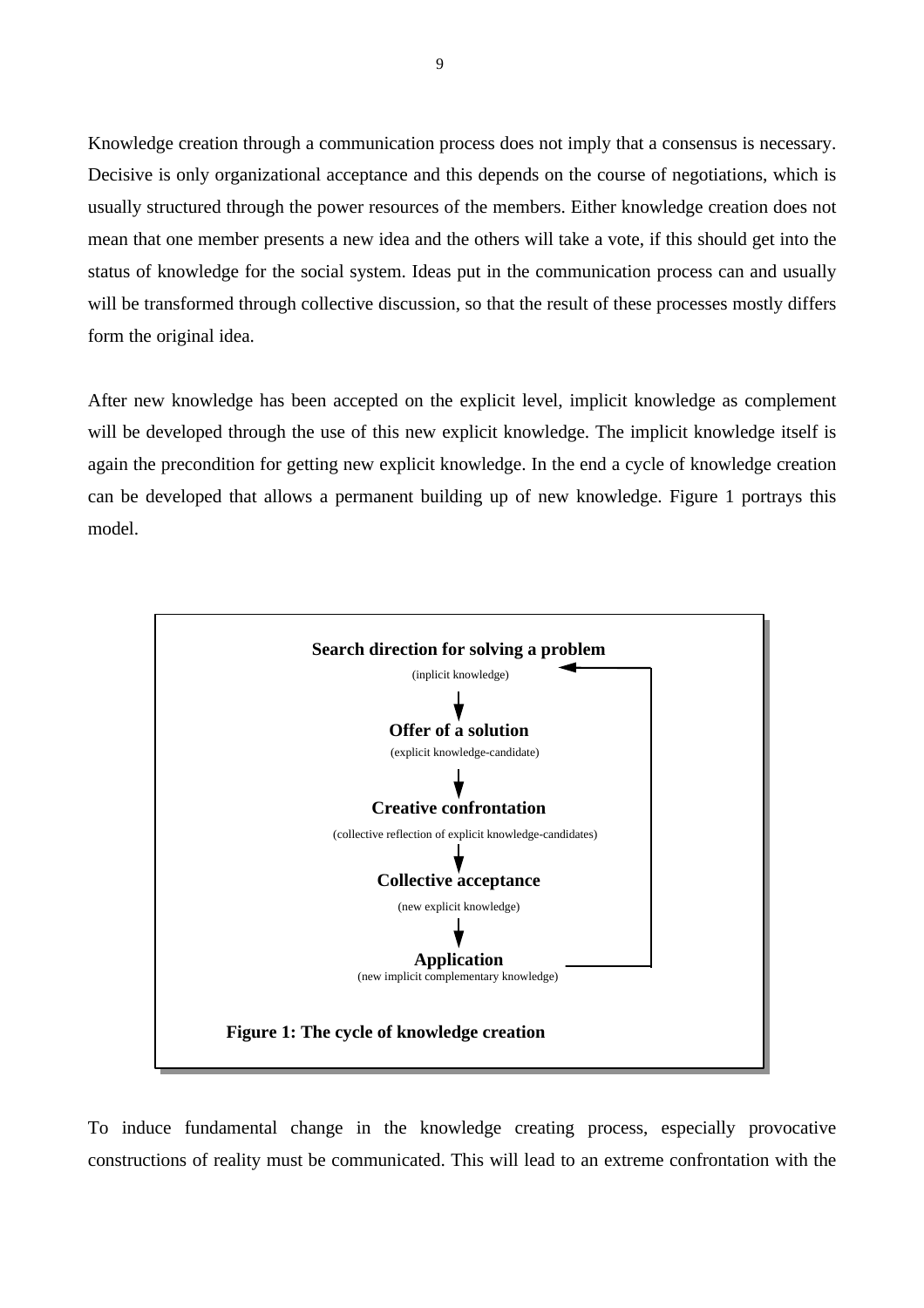Knowledge creation through a communication process does not imply that a consensus is necessary. Decisive is only organizational acceptance and this depends on the course of negotiations, which is usually structured through the power resources of the members. Either knowledge creation does not mean that one member presents a new idea and the others will take a vote, if this should get into the status of knowledge for the social system. Ideas put in the communication process can and usually will be transformed through collective discussion, so that the result of these processes mostly differs form the original idea.

After new knowledge has been accepted on the explicit level, implicit knowledge as complement will be developed through the use of this new explicit knowledge. The implicit knowledge itself is again the precondition for getting new explicit knowledge. In the end a cycle of knowledge creation can be developed that allows a permanent building up of new knowledge. Figure 1 portrays this model.

**Search direction for solving a problem**
(inplicit knowledge)

↓

**Offer of a solution**
(explicit knowledge-candidate)

↓

**Creative confrontation**
(collective reflection of explicit knowledge-candidates)

↓

**Collective acceptance**
(new explicit knowledge)

↓

**Application**
(new implicit complementary knowledge)

**Figure 1: The cycle of knowledge creation**

To induce fundamental change in the knowledge creating process, especially provocative constructions of reality must be communicated. This will lead to an extreme confrontation with the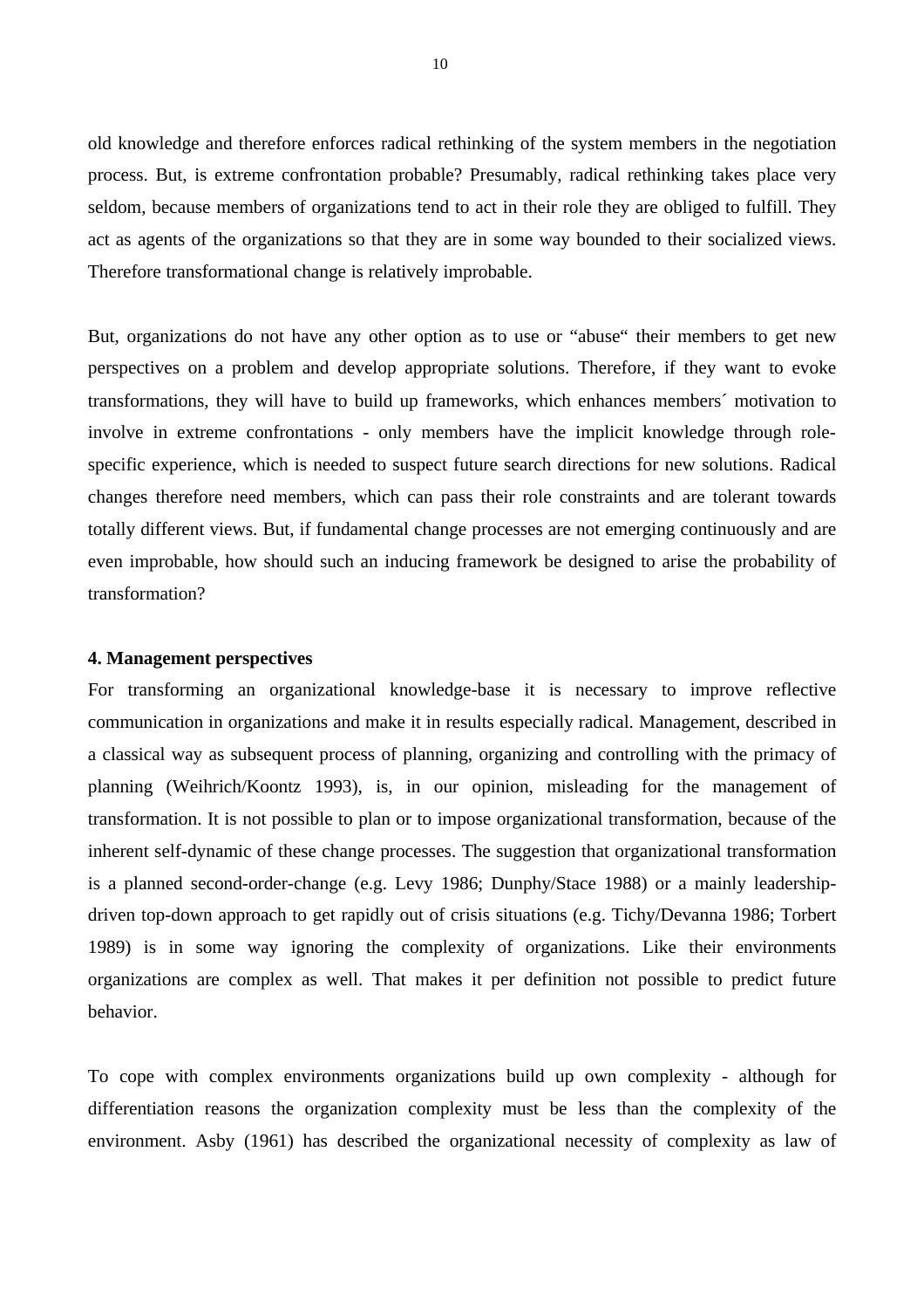old knowledge and therefore enforces radical rethinking of the system members in the negotiation process. But, is extreme confrontation probable? Presumably, radical rethinking takes place very seldom, because members of organizations tend to act in their role they are obliged to fulfill. They act as agents of the organizations so that they are in some way bounded to their socialized views. Therefore transformational change is relatively improbable.

But, organizations do not have any other option as to use or “abuse“ their members to get new perspectives on a problem and develop appropriate solutions. Therefore, if they want to evoke transformations, they will have to build up frameworks, which enhances members´ motivation to involve in extreme confrontations - only members have the implicit knowledge through role-specific experience, which is needed to suspect future search directions for new solutions. Radical changes therefore need members, which can pass their role constraints and are tolerant towards totally different views. But, if fundamental change processes are not emerging continuously and are even improbable, how should such an inducing framework be designed to arise the probability of transformation?

## 4. Management perspectives

For transforming an organizational knowledge-base it is necessary to improve reflective communication in organizations and make it in results especially radical. Management, described in a classical way as subsequent process of planning, organizing and controlling with the primacy of planning (Weihrich/Koontz 1993), is, in our opinion, misleading for the management of transformation. It is not possible to plan or to impose organizational transformation, because of the inherent self-dynamic of these change processes. The suggestion that organizational transformation is a planned second-order-change (e.g. Levy 1986; Dunphy/Stace 1988) or a mainly leadership-driven top-down approach to get rapidly out of crisis situations (e.g. Tichy/Devanna 1986; Torbert 1989) is in some way ignoring the complexity of organizations. Like their environments organizations are complex as well. That makes it per definition not possible to predict future behavior.

To cope with complex environments organizations build up own complexity - although for differentiation reasons the organization complexity must be less than the complexity of the environment. Asby (1961) has described the organizational necessity of complexity as law of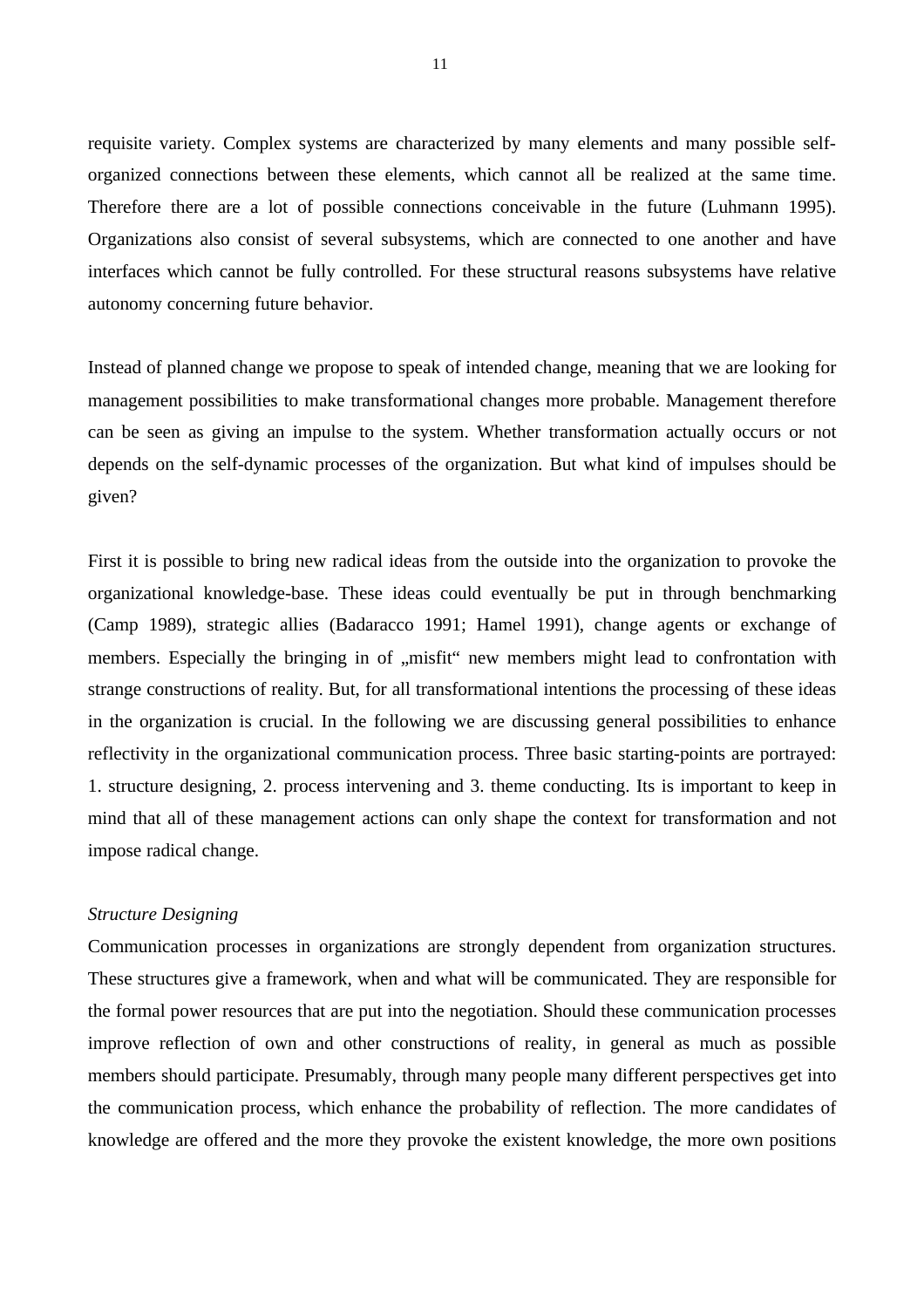requisite variety. Complex systems are characterized by many elements and many possible self-organized connections between these elements, which cannot all be realized at the same time. Therefore there are a lot of possible connections conceivable in the future (Luhmann 1995). Organizations also consist of several subsystems, which are connected to one another and have interfaces which cannot be fully controlled. For these structural reasons subsystems have relative autonomy concerning future behavior.

Instead of planned change we propose to speak of intended change, meaning that we are looking for management possibilities to make transformational changes more probable. Management therefore can be seen as giving an impulse to the system. Whether transformation actually occurs or not depends on the self-dynamic processes of the organization. But what kind of impulses should be given?

First it is possible to bring new radical ideas from the outside into the organization to provoke the organizational knowledge-base. These ideas could eventually be put in through benchmarking (Camp 1989), strategic allies (Badaracco 1991; Hamel 1991), change agents or exchange of members. Especially the bringing in of „misfit" new members might lead to confrontation with strange constructions of reality. But, for all transformational intentions the processing of these ideas in the organization is crucial. In the following we are discussing general possibilities to enhance reflectivity in the organizational communication process. Three basic starting-points are portrayed: 1. structure designing, 2. process intervening and 3. theme conducting. Its is important to keep in mind that all of these management actions can only shape the context for transformation and not impose radical change.

*Structure Designing*

Communication processes in organizations are strongly dependent from organization structures. These structures give a framework, when and what will be communicated. They are responsible for the formal power resources that are put into the negotiation. Should these communication processes improve reflection of own and other constructions of reality, in general as much as possible members should participate. Presumably, through many people many different perspectives get into the communication process, which enhance the probability of reflection. The more candidates of knowledge are offered and the more they provoke the existent knowledge, the more own positions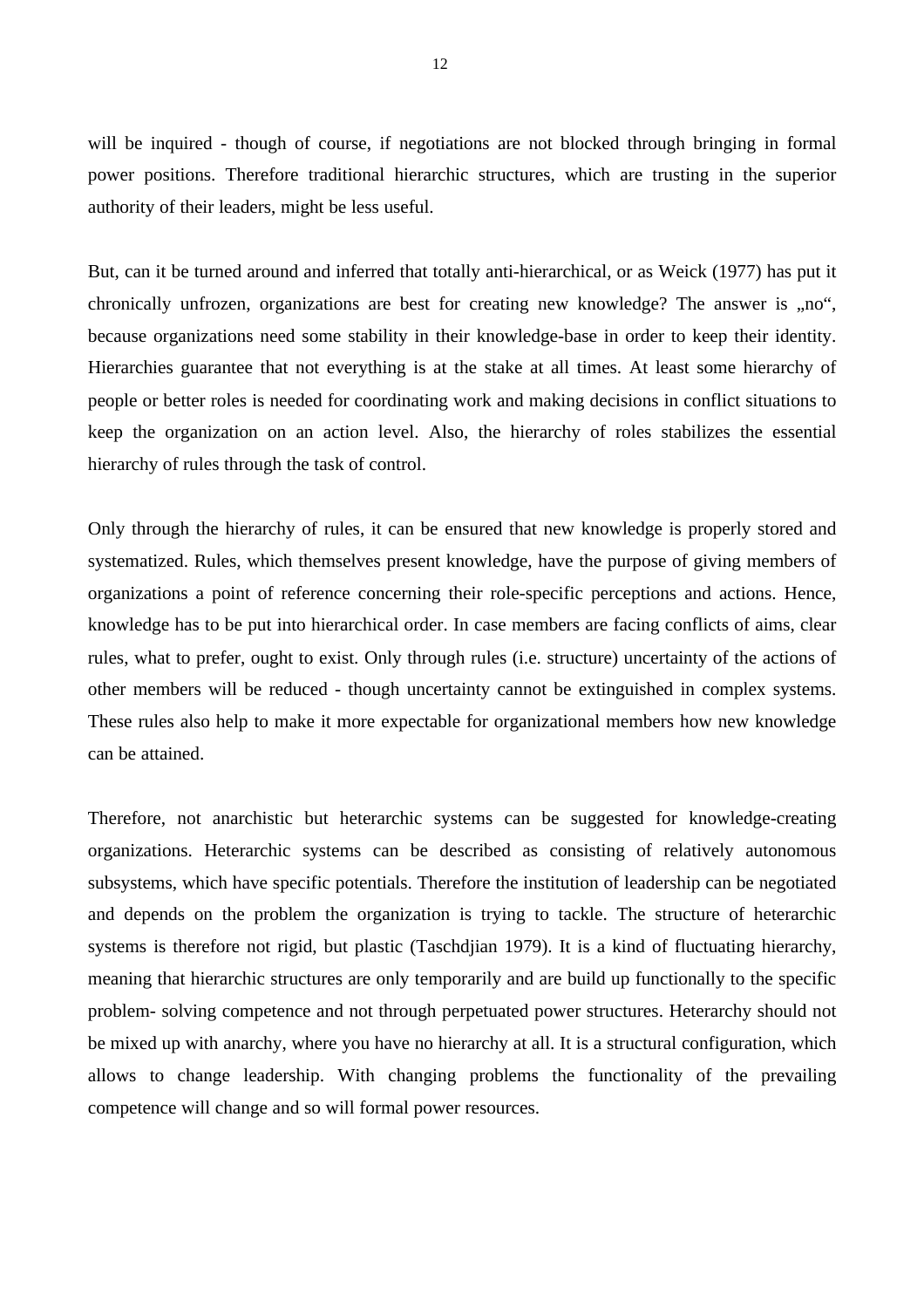will be inquired - though of course, if negotiations are not blocked through bringing in formal power positions. Therefore traditional hierarchic structures, which are trusting in the superior authority of their leaders, might be less useful.

But, can it be turned around and inferred that totally anti-hierarchical, or as Weick (1977) has put it chronically unfrozen, organizations are best for creating new knowledge? The answer is „no“, because organizations need some stability in their knowledge-base in order to keep their identity. Hierarchies guarantee that not everything is at the stake at all times. At least some hierarchy of people or better roles is needed for coordinating work and making decisions in conflict situations to keep the organization on an action level. Also, the hierarchy of roles stabilizes the essential hierarchy of rules through the task of control.

Only through the hierarchy of rules, it can be ensured that new knowledge is properly stored and systematized. Rules, which themselves present knowledge, have the purpose of giving members of organizations a point of reference concerning their role-specific perceptions and actions. Hence, knowledge has to be put into hierarchical order. In case members are facing conflicts of aims, clear rules, what to prefer, ought to exist. Only through rules (i.e. structure) uncertainty of the actions of other members will be reduced - though uncertainty cannot be extinguished in complex systems. These rules also help to make it more expectable for organizational members how new knowledge can be attained.

Therefore, not anarchistic but heterarchic systems can be suggested for knowledge-creating organizations. Heterarchic systems can be described as consisting of relatively autonomous subsystems, which have specific potentials. Therefore the institution of leadership can be negotiated and depends on the problem the organization is trying to tackle. The structure of heterarchic systems is therefore not rigid, but plastic (Taschdjian 1979). It is a kind of fluctuating hierarchy, meaning that hierarchic structures are only temporarily and are build up functionally to the specific problem- solving competence and not through perpetuated power structures. Heterarchy should not be mixed up with anarchy, where you have no hierarchy at all. It is a structural configuration, which allows to change leadership. With changing problems the functionality of the prevailing competence will change and so will formal power resources.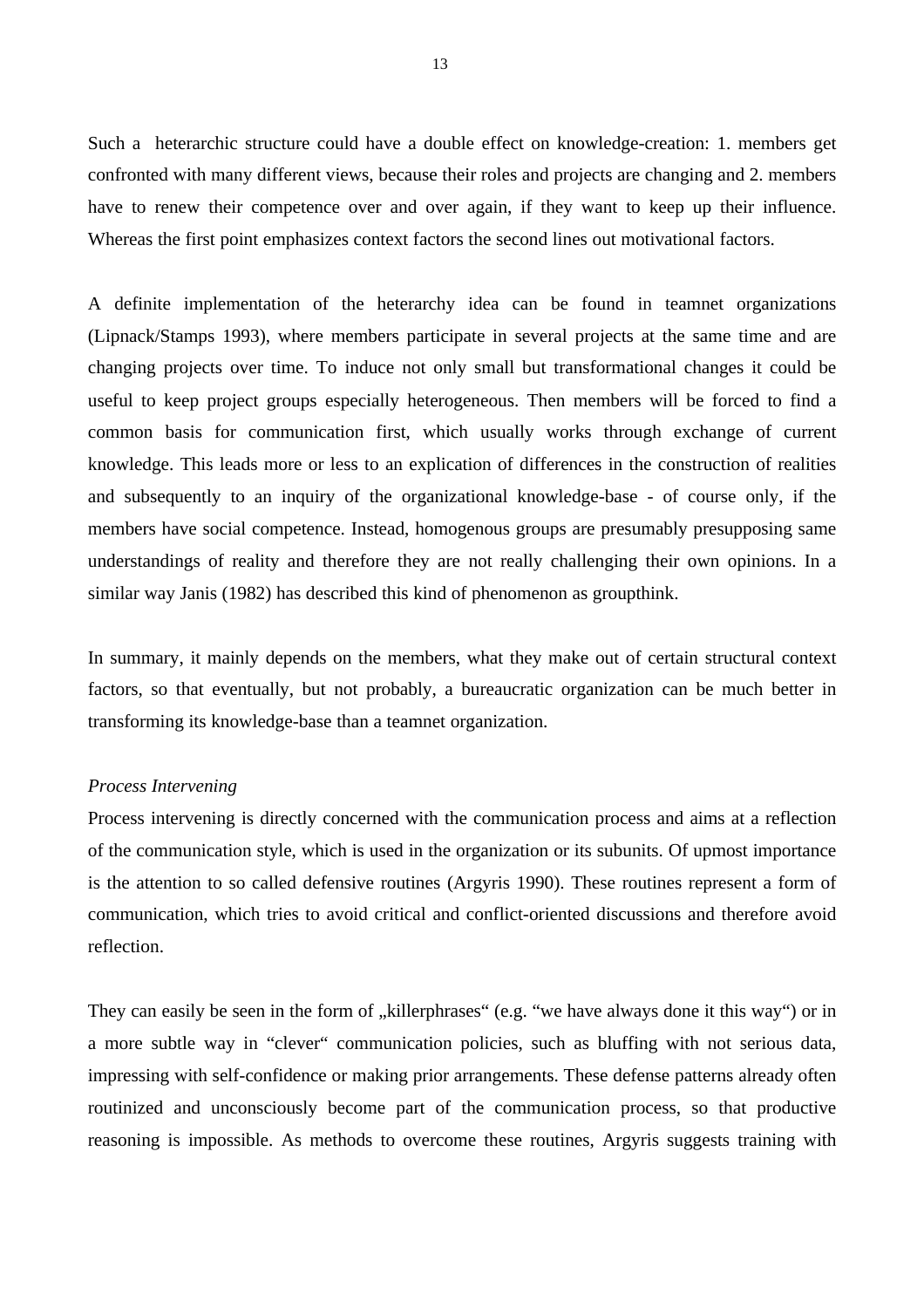Such a  heterarchic structure could have a double effect on knowledge-creation: 1. members get confronted with many different views, because their roles and projects are changing and 2. members have to renew their competence over and over again, if they want to keep up their influence. Whereas the first point emphasizes context factors the second lines out motivational factors.

A definite implementation of the heterarchy idea can be found in teamnet organizations (Lipnack/Stamps 1993), where members participate in several projects at the same time and are changing projects over time. To induce not only small but transformational changes it could be useful to keep project groups especially heterogeneous. Then members will be forced to find a common basis for communication first, which usually works through exchange of current knowledge. This leads more or less to an explication of differences in the construction of realities and subsequently to an inquiry of the organizational knowledge-base - of course only, if the members have social competence. Instead, homogenous groups are presumably presupposing same understandings of reality and therefore they are not really challenging their own opinions. In a similar way Janis (1982) has described this kind of phenomenon as groupthink.

In summary, it mainly depends on the members, what they make out of certain structural context factors, so that eventually, but not probably, a bureaucratic organization can be much better in transforming its knowledge-base than a teamnet organization.

*Process Intervening*

Process intervening is directly concerned with the communication process and aims at a reflection of the communication style, which is used in the organization or its subunits. Of upmost importance is the attention to so called defensive routines (Argyris 1990). These routines represent a form of communication, which tries to avoid critical and conflict-oriented discussions and therefore avoid reflection.

They can easily be seen in the form of „killerphrases" (e.g. "we have always done it this way") or in a more subtle way in "clever" communication policies, such as bluffing with not serious data, impressing with self-confidence or making prior arrangements. These defense patterns already often routinized and unconsciously become part of the communication process, so that productive reasoning is impossible. As methods to overcome these routines, Argyris suggests training with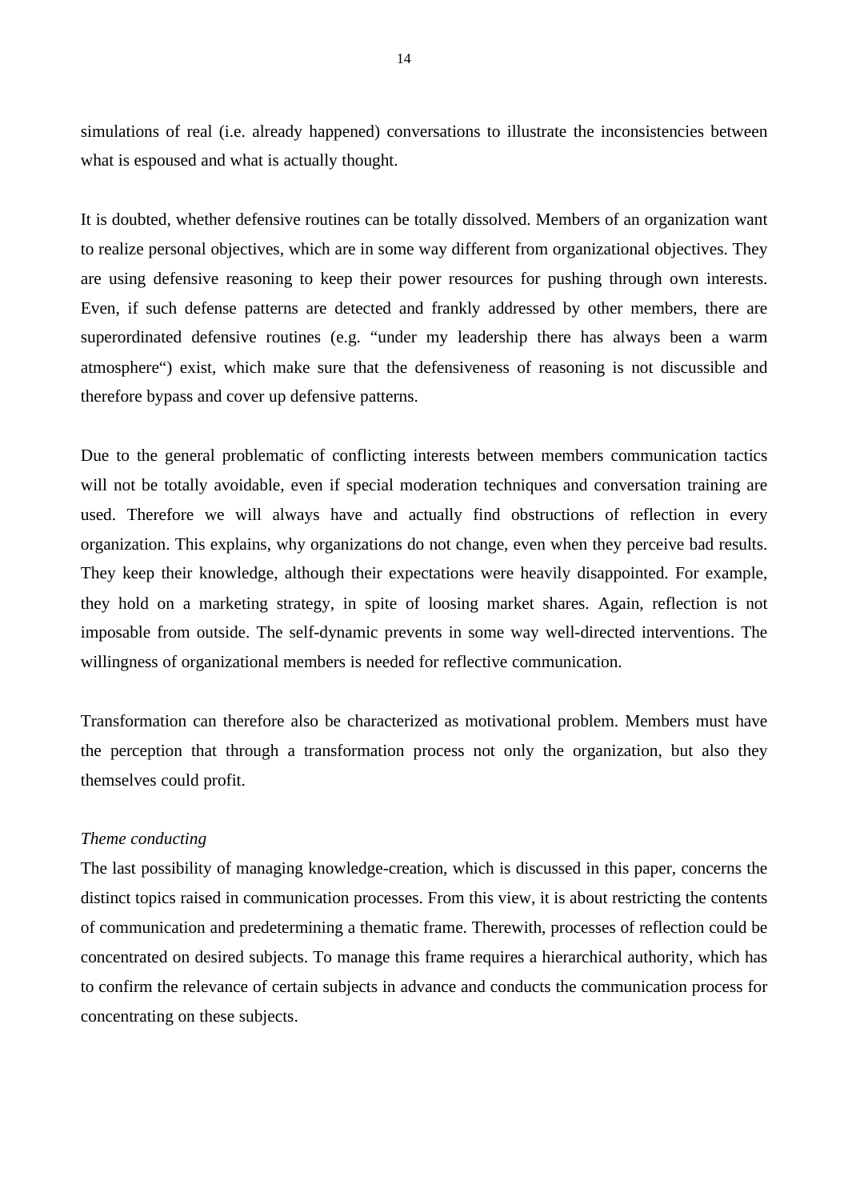simulations of real (i.e. already happened) conversations to illustrate the inconsistencies between what is espoused and what is actually thought.

It is doubted, whether defensive routines can be totally dissolved. Members of an organization want to realize personal objectives, which are in some way different from organizational objectives. They are using defensive reasoning to keep their power resources for pushing through own interests. Even, if such defense patterns are detected and frankly addressed by other members, there are superordinated defensive routines (e.g. “under my leadership there has always been a warm atmosphere“) exist, which make sure that the defensiveness of reasoning is not discussible and therefore bypass and cover up defensive patterns.

Due to the general problematic of conflicting interests between members communication tactics will not be totally avoidable, even if special moderation techniques and conversation training are used. Therefore we will always have and actually find obstructions of reflection in every organization. This explains, why organizations do not change, even when they perceive bad results. They keep their knowledge, although their expectations were heavily disappointed. For example, they hold on a marketing strategy, in spite of loosing market shares. Again, reflection is not imposable from outside. The self-dynamic prevents in some way well-directed interventions. The willingness of organizational members is needed for reflective communication.

Transformation can therefore also be characterized as motivational problem. Members must have the perception that through a transformation process not only the organization, but also they themselves could profit.

*Theme conducting*

The last possibility of managing knowledge-creation, which is discussed in this paper, concerns the distinct topics raised in communication processes. From this view, it is about restricting the contents of communication and predetermining a thematic frame. Therewith, processes of reflection could be concentrated on desired subjects. To manage this frame requires a hierarchical authority, which has to confirm the relevance of certain subjects in advance and conducts the communication process for concentrating on these subjects.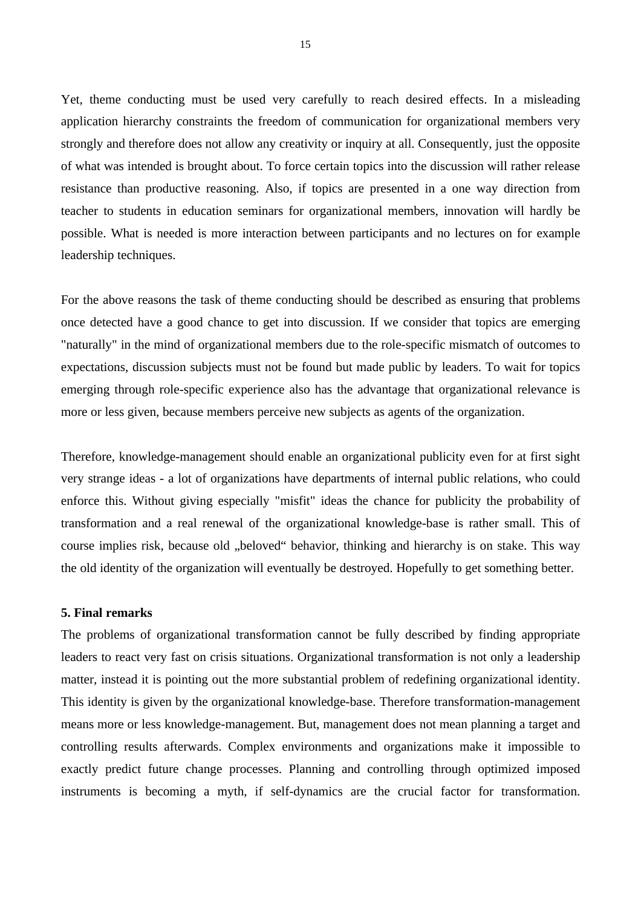Yet, theme conducting must be used very carefully to reach desired effects. In a misleading application hierarchy constraints the freedom of communication for organizational members very strongly and therefore does not allow any creativity or inquiry at all. Consequently, just the opposite of what was intended is brought about. To force certain topics into the discussion will rather release resistance than productive reasoning. Also, if topics are presented in a one way direction from teacher to students in education seminars for organizational members, innovation will hardly be possible. What is needed is more interaction between participants and no lectures on for example leadership techniques.

For the above reasons the task of theme conducting should be described as ensuring that problems once detected have a good chance to get into discussion. If we consider that topics are emerging "naturally" in the mind of organizational members due to the role-specific mismatch of outcomes to expectations, discussion subjects must not be found but made public by leaders. To wait for topics emerging through role-specific experience also has the advantage that organizational relevance is more or less given, because members perceive new subjects as agents of the organization.

Therefore, knowledge-management should enable an organizational publicity even for at first sight very strange ideas - a lot of organizations have departments of internal public relations, who could enforce this. Without giving especially "misfit" ideas the chance for publicity the probability of transformation and a real renewal of the organizational knowledge-base is rather small. This of course implies risk, because old „beloved“ behavior, thinking and hierarchy is on stake. This way the old identity of the organization will eventually be destroyed. Hopefully to get something better.

## 5. Final remarks

The problems of organizational transformation cannot be fully described by finding appropriate leaders to react very fast on crisis situations. Organizational transformation is not only a leadership matter, instead it is pointing out the more substantial problem of redefining organizational identity. This identity is given by the organizational knowledge-base. Therefore transformation-management means more or less knowledge-management. But, management does not mean planning a target and controlling results afterwards. Complex environments and organizations make it impossible to exactly predict future change processes. Planning and controlling through optimized imposed instruments is becoming a myth, if self-dynamics are the crucial factor for transformation.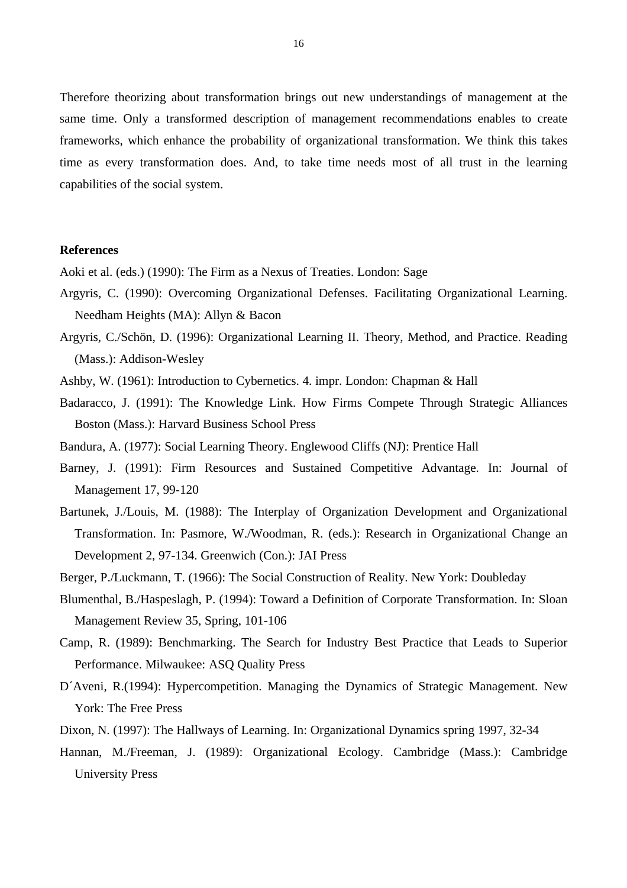Therefore theorizing about transformation brings out new understandings of management at the same time. Only a transformed description of management recommendations enables to create frameworks, which enhance the probability of organizational transformation. We think this takes time as every transformation does. And, to take time needs most of all trust in the learning capabilities of the social system.

**References**

Aoki et al. (eds.) (1990): The Firm as a Nexus of Treaties. London: Sage

Argyris, C. (1990): Overcoming Organizational Defenses. Facilitating Organizational Learning. Needham Heights (MA): Allyn & Bacon

Argyris, C./Schön, D. (1996): Organizational Learning II. Theory, Method, and Practice. Reading (Mass.): Addison-Wesley

Ashby, W. (1961): Introduction to Cybernetics. 4. impr. London: Chapman & Hall

Badaracco, J. (1991): The Knowledge Link. How Firms Compete Through Strategic Alliances Boston (Mass.): Harvard Business School Press

Bandura, A. (1977): Social Learning Theory. Englewood Cliffs (NJ): Prentice Hall

Barney, J. (1991): Firm Resources and Sustained Competitive Advantage. In: Journal of Management 17, 99-120

Bartunek, J./Louis, M. (1988): The Interplay of Organization Development and Organizational Transformation. In: Pasmore, W./Woodman, R. (eds.): Research in Organizational Change an Development 2, 97-134. Greenwich (Con.): JAI Press

Berger, P./Luckmann, T. (1966): The Social Construction of Reality. New York: Doubleday

Blumenthal, B./Haspeslagh, P. (1994): Toward a Definition of Corporate Transformation. In: Sloan Management Review 35, Spring, 101-106

Camp, R. (1989): Benchmarking. The Search for Industry Best Practice that Leads to Superior Performance. Milwaukee: ASQ Quality Press

D´Aveni, R.(1994): Hypercompetition. Managing the Dynamics of Strategic Management. New York: The Free Press

Dixon, N. (1997): The Hallways of Learning. In: Organizational Dynamics spring 1997, 32-34

Hannan, M./Freeman, J. (1989): Organizational Ecology. Cambridge (Mass.): Cambridge University Press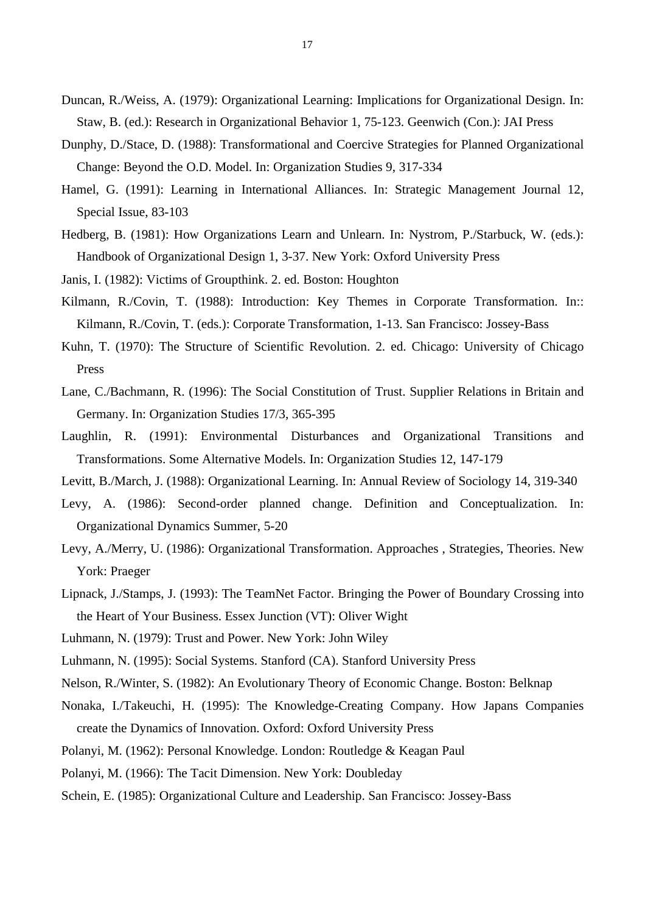Duncan, R./Weiss, A. (1979): Organizational Learning: Implications for Organizational Design. In: Staw, B. (ed.): Research in Organizational Behavior 1, 75-123. Geenwich (Con.): JAI Press

Dunphy, D./Stace, D. (1988): Transformational and Coercive Strategies for Planned Organizational Change: Beyond the O.D. Model. In: Organization Studies 9, 317-334

Hamel, G. (1991): Learning in International Alliances. In: Strategic Management Journal 12, Special Issue, 83-103

Hedberg, B. (1981): How Organizations Learn and Unlearn. In: Nystrom, P./Starbuck, W. (eds.): Handbook of Organizational Design 1, 3-37. New York: Oxford University Press

Janis, I. (1982): Victims of Groupthink. 2. ed. Boston: Houghton

Kilmann, R./Covin, T. (1988): Introduction: Key Themes in Corporate Transformation. In:: Kilmann, R./Covin, T. (eds.): Corporate Transformation, 1-13. San Francisco: Jossey-Bass

Kuhn, T. (1970): The Structure of Scientific Revolution. 2. ed. Chicago: University of Chicago Press

Lane, C./Bachmann, R. (1996): The Social Constitution of Trust. Supplier Relations in Britain and Germany. In: Organization Studies 17/3, 365-395

Laughlin, R. (1991): Environmental Disturbances and Organizational Transitions and Transformations. Some Alternative Models. In: Organization Studies 12, 147-179

Levitt, B./March, J. (1988): Organizational Learning. In: Annual Review of Sociology 14, 319-340

Levy, A. (1986): Second-order planned change. Definition and Conceptualization. In: Organizational Dynamics Summer, 5-20

Levy, A./Merry, U. (1986): Organizational Transformation. Approaches , Strategies, Theories. New York: Praeger

Lipnack, J./Stamps, J. (1993): The TeamNet Factor. Bringing the Power of Boundary Crossing into the Heart of Your Business. Essex Junction (VT): Oliver Wight

Luhmann, N. (1979): Trust and Power. New York: John Wiley

Luhmann, N. (1995): Social Systems. Stanford (CA). Stanford University Press

Nelson, R./Winter, S. (1982): An Evolutionary Theory of Economic Change. Boston: Belknap

Nonaka, I./Takeuchi, H. (1995): The Knowledge-Creating Company. How Japans Companies create the Dynamics of Innovation. Oxford: Oxford University Press

Polanyi, M. (1962): Personal Knowledge. London: Routledge & Keagan Paul

Polanyi, M. (1966): The Tacit Dimension. New York: Doubleday

Schein, E. (1985): Organizational Culture and Leadership. San Francisco: Jossey-Bass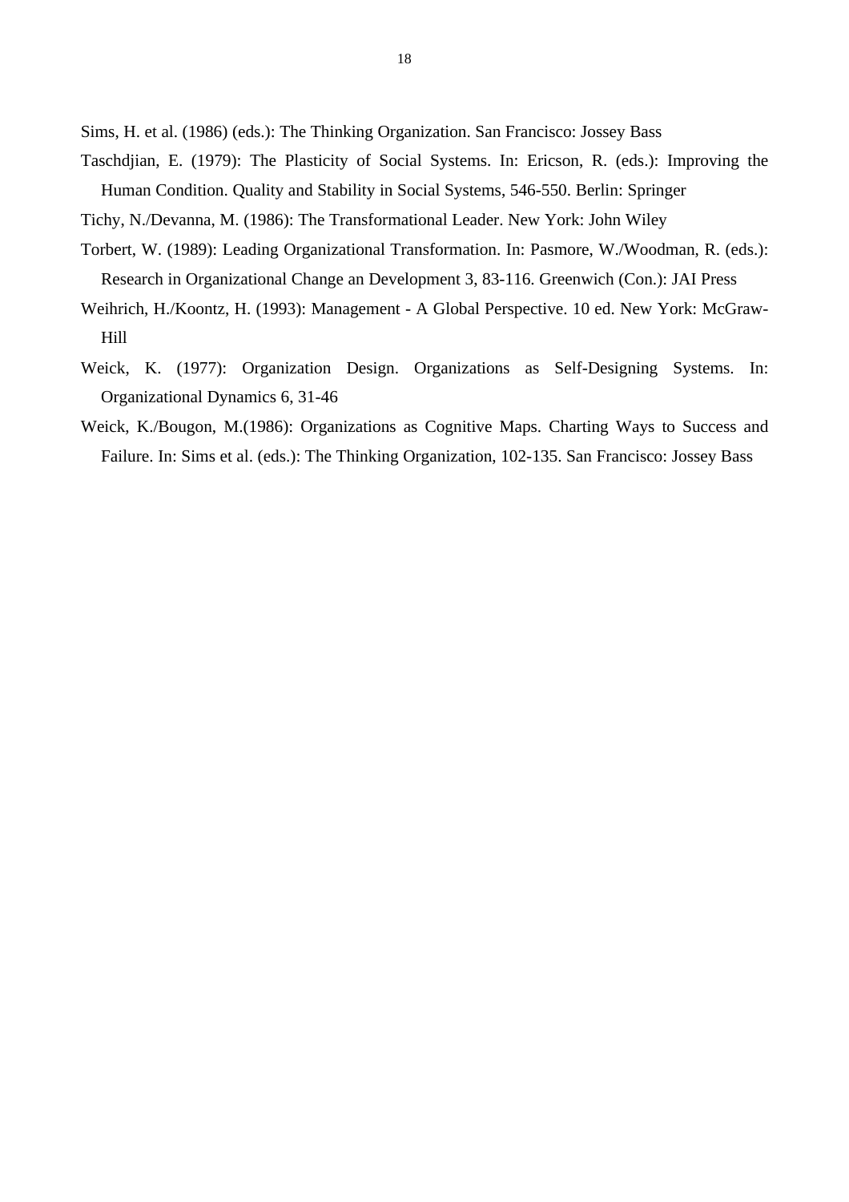Sims, H. et al. (1986) (eds.): The Thinking Organization. San Francisco: Jossey Bass

Taschdjian, E. (1979): The Plasticity of Social Systems. In: Ericson, R. (eds.): Improving the Human Condition. Quality and Stability in Social Systems, 546-550. Berlin: Springer

Tichy, N./Devanna, M. (1986): The Transformational Leader. New York: John Wiley

Torbert, W. (1989): Leading Organizational Transformation. In: Pasmore, W./Woodman, R. (eds.): Research in Organizational Change an Development 3, 83-116. Greenwich (Con.): JAI Press

Weihrich, H./Koontz, H. (1993): Management - A Global Perspective. 10 ed. New York: McGraw-Hill

Weick, K. (1977): Organization Design. Organizations as Self-Designing Systems. In: Organizational Dynamics 6, 31-46

Weick, K./Bougon, M.(1986): Organizations as Cognitive Maps. Charting Ways to Success and Failure. In: Sims et al. (eds.): The Thinking Organization, 102-135. San Francisco: Jossey Bass